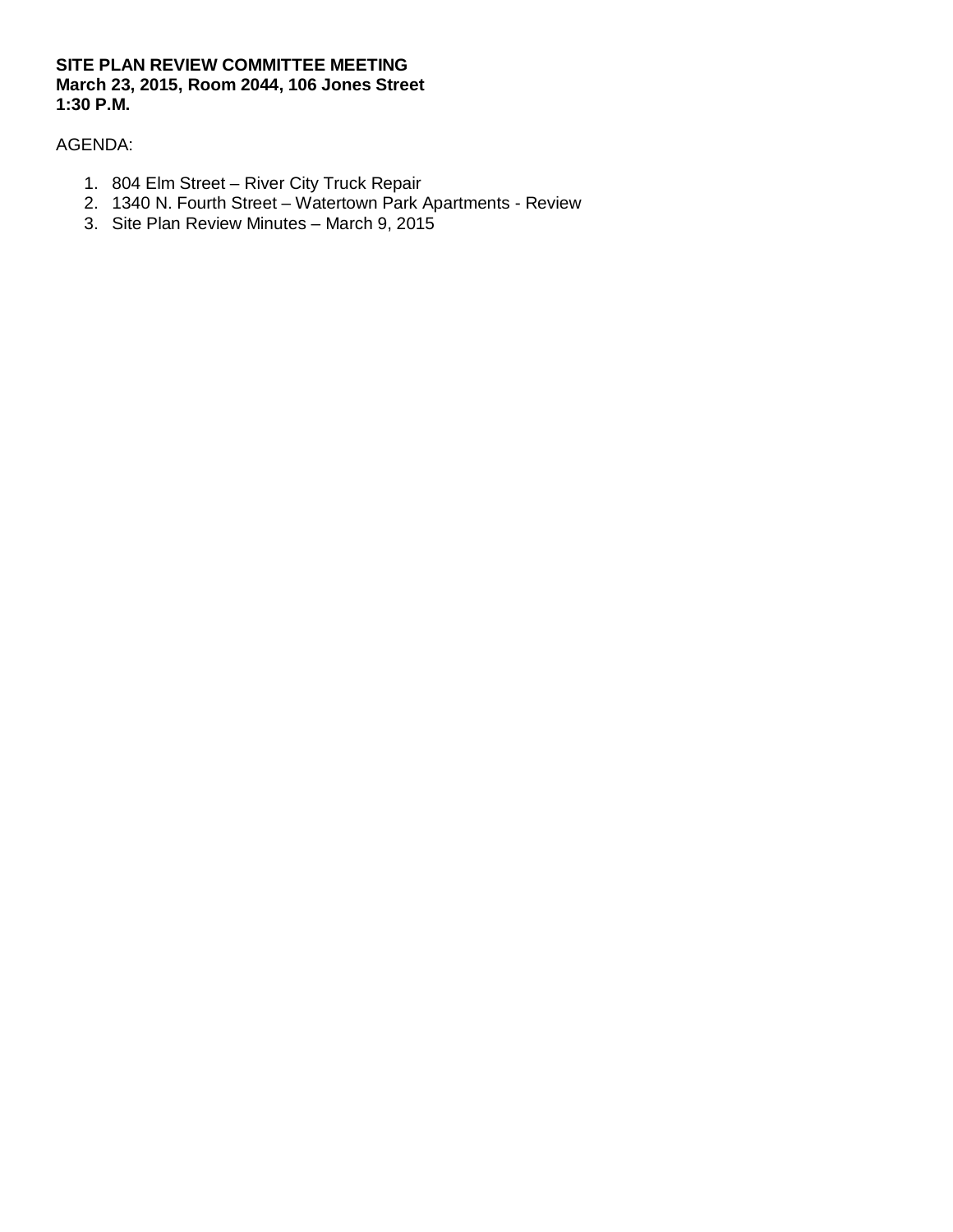**SITE PLAN REVIEW COMMITTEE MEETING**
**March 23, 2015, Room 2044, 106 Jones Street**
**1:30 P.M.**

AGENDA:

1. 804 Elm Street – River City Truck Repair
2. 1340 N. Fourth Street – Watertown Park Apartments - Review
3. Site Plan Review Minutes – March 9, 2015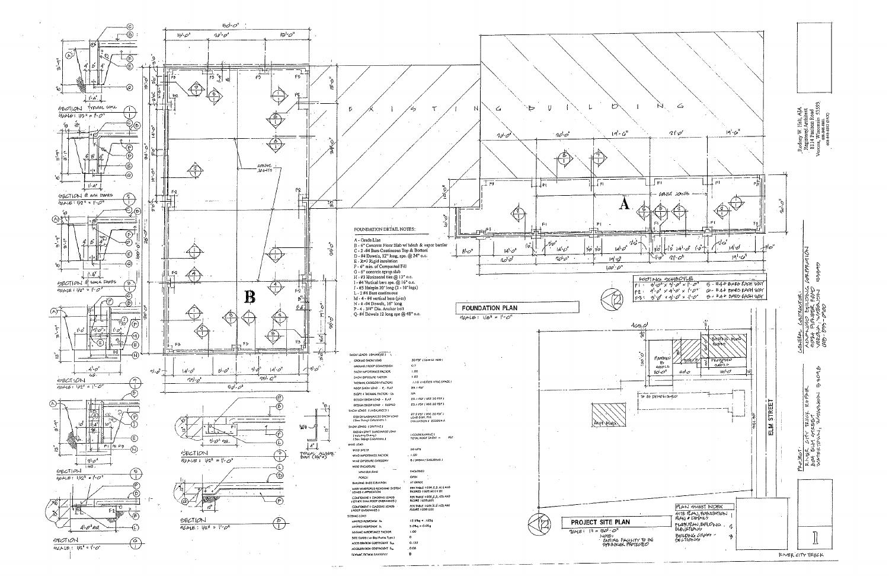## FOUNDATION DETAIL NOTES:

- A - Grade Line
- B - 6" Concrete Floor Slab w/ Mesh & vapor barrier
- C - 2 - #4 Bars Continuous Top & Bottom
- D - #4 Dowels, 12" long, spa. @ 24" o.c.
- E - R=7 Rigid insulation
- F - 6" min. of Compacted Fill
- G - 6" concrete apron slab
- H - #3 Horizontal ties @ 12" o.c.
- I - #4 Vertical bars spa. @ 16" o.c.
- J - #5 Hairpin 20' long (2 - 10' legs)
- L - 2 #4 Bars continuous
- M - 4 - #4 vertical bars (pier)
- N - 4 - #4 Dowels, 16" long
- P - 4 - 3/4" Dia. Anchor bolt
- Q - #4 Dowels 12 long spa @ 48" o.c.

## FOUNDATION PLAN

SCALE: 1/8" = 1'-0"

EXISTING BUILDING

CONST. JOINTS

### FOOTING SCHEDULE

| | Size | Reinforcing |
|---|---|---|
| F1: | 8'-0" x 8'-0" x 1'-0" | 8 - #4 BARS EACH WAY |
| F2: | 4'-0" x 4'-0" x 1'-0" | 6 - #4 BARS EACH WAY |
| F3: | 3'-0" x 3'-0" x 1'-0" | 5 - #4 BARS EACH WAY |

### SNOW LOADS (BALANCED)

| | |
|---|---|
| GROUND SNOW LOAD | 30 PSF (See Note) |
| GROUND ROOF CONVERSION | 0.7 |
| SNOW IMPORTANCE FACTOR | 1.00 |
| SNOW EXPOSURE FACTOR | 1.00 |
| THERMAL CATEGORY FACTORS | 1.10 (HEATED ATTIC SPACE) |
| ROOF SNOW LOAD - $P_f$ FLAT | 23.1 PSF |
| SLOPE & THERMAL FACTOR - $C_s$ | N/A |
| DESIGN SNOW LOAD - FLAT | 23.1 PSF (USE 30 PSF) |
| DESIGN SNOW LOAD - SLOPED | 23.1 PSF (USE 30 PSF) |

### SNOW LOADS (UNBALANCED)

| | |
|---|---|
| DESIGN UNBALANCED SNOW LOAD (See Design Calculations) | 27.5 PSF (USE 30 PSF) LOAD DIST. PER CALCULATION # 820264-A |

### SNOW LOADS (DRIFTING)

| | |
|---|---|
| DESIGN DRIFT SNOW RIDGE LOAD (Including Sliding) (See Design Calculations) | (CONSERVATIVE) TOTAL ROOF SNOW = PSF |

### WIND LOADS

| | |
|---|---|
| WIND SPEED | 90 MPH |
| WIND IMPORTANCE FACTOR | 1.00 |
| WIND EXPOSURE CATEGORY | B (URBAN / SUBURBAN) |
| WIND ENCLOSURE | |
| MAIN BUILDING | ENCLOSED |
| PORCH | OPEN |
| BUILDING BASE ELEVATION | AT GRADE |
| MAIN WINDFORCE RESISTING SYSTEM LOADS & APPLICATION | PER TABLE 1609.6.2.1(1) AND FIGURE 1609.6(2) |
| COMPONENT & CLADDING LOADS (OTHER THAN ROOF OVERHANGS) | PER TABLE 1609.6.2.1(2) AND FIGURE 1609.6(3) |
| COMPONENT & CLADDING LOADS (ROOF OVERHANGS) | PER TABLE 1609.6.2.1(3) AND FIGURE 1609.6(3) |

### SEISMIC LOAD

| | |
|---|---|
| MAPPED RESPONSE $S_s$ | 12.5%g = .125g |
| MAPPED RESPONSE $S_1$ | 5.0%g = 0.05g |
| SEISMIC IMPORTANCE FACTOR | 1.00 |
| SITE CLASS (or Soil Profile Type) | D |
| ACCELERATION COEFFICIENT $S_{DS}$ | 0.133 |
| ACCELERATION COEFFICIENT $S_{D1}$ | 0.08 |
| SEISMIC DESIGN CATEGORY | B |

SECTION TYPICAL WALL — SCALE: 1/2" = 1'-0"

SECTION @ O.H. DOORS — SCALE: 1/2" = 1'-0"

SECTION @ WALK DOORS — SCALE: 1/2" = 1'-0"

SECTION — SCALE: 1/2" = 1'-0"

SECTION — SCALE: 1/2" = 1'-0"

SECTION — SCALE: 1/2" = 1'-0"

SECTION — SCALE: 1/2" = 1'-0"

SECTION — SCALE: 1/2" = 1'-0"

TYPICAL ANCHOR BOLT (3/4")

## PROJECT SITE PLAN

SCALE: 1" = 30'-0"

NOTE: ENTIRE FACILITY TO BE SPRINKLER PROTECTED

EXISTING BLDG. — FUTURE B ADDITION — PROPOSED ADDITION — TO BE DEMOLISHED — ELM STREET

### PLAN SHEET INDEX

| | |
|---|---|
| SITE PLAN, FOUNDATION PLAN & DETAILS | 1 |
| FLOOR PLAN, BUILDING ELEVATIONS | 2 |
| BUILDING CROSS-SECTIONS | 3 |

Rodney W. Hall, AIA
Registered Architect
8114 Fairlane Road
Verona, Wisconsin 53593

GENERAL CONTRACTOR:
ADVANCED BUILDING CORPORATION
VERONA, WISCONSIN 53593

PROJECT:
RIVER CITY TRUCK REPAIR
ELM STREET
WATERTOWN, WISCONSIN 53098

1

RIVER CITY TRUCK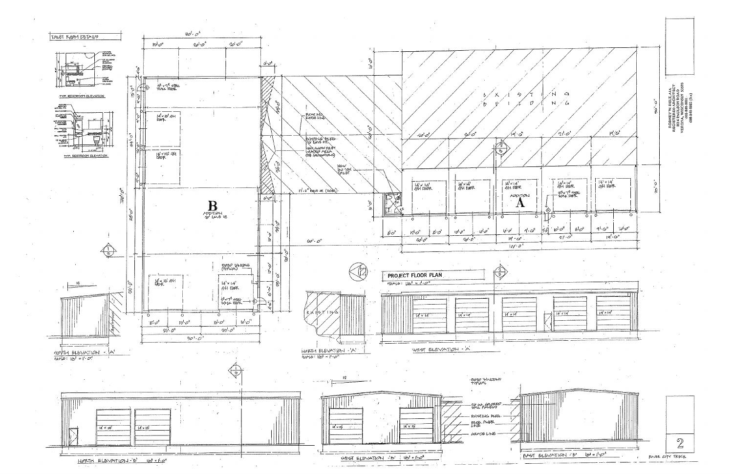## TOILET ROOM DETAILS

TYP. RESTROOM ELEVATION

TYP. RESTROOM ELEVATION

## PROJECT FLOOR PLAN

SCALE: 1/8" = 1'-0"

EXISTING BUILDING

EXISTING ROOF LINE

EXISTING BLDG. 16' EAVE HT.

NEW SNOW DRIFT LOADED AREA (SEE CALCULATIONS)

NEW UNISEX TOILET

17'-0" EAVE HT. (EXIST.)

B — ADDITION 18' EAVE HT.

A — ADDITION

3'0" x 7'0" STEEL WALK DOOR

14' x 16' O/H DOOR

14' x 15' O/H DOOR

14' x 15' O/H DOOR

14' x 14' O/H DOOR

14' x 14' O/H DOOR

14' x 14' O/H DOOR

14' x 14' O/H DOOR

14' x 14' O/H DOOR

14' x 14' O/H DOOR

3'0" x 7'0" STEEL WALK DOOR

3'0" x 7'0" STEEL WALK DOOR

3'0" WINDOWS (TYPICAL)

Dimensions: 50'-0", 10'-0", 20'-0", 20'-0", 120'-0", 6'-0", 60'-0", 50'-0", 20'-0", 20'-0", 20'-0", 19'-0", 21'-0", 19'-6", 8'-0", 12'-0", 8'-0", 10'-0", 10'-0", 10'-0", 9'-0", 10'-0", 8'-0", 9'-0", 10'-0", 119'-0"

SOUTH ELEVATION - 'A'
SCALE: 1/8" = 1'-0"

NORTH ELEVATION - 'A'
SCALE: 1/8" = 1'-0"

WEST ELEVATION - 'A'

NORTH ELEVATION - 'B' 1/8" = 1'-0"

WEST ELEVATION - 'B' 1/8" = 1'-0"

EAST ELEVATION - 'B' 1/8" = 1'-0"

3'0" WINDOWS TYPICAL

26 GA. COLORED WALL PANELS

EXISTING BLDG.

FIN. FLOOR LINE

GRADE LINE

RODNEY W. HELT, AIA
REGISTERED ARCHITECT
8114 FALCON ROAD
VERONA, WISCONSIN 53593
(608) 845-8831
(608) 845-8862 (fax)

RIVER CITY TRUCK

2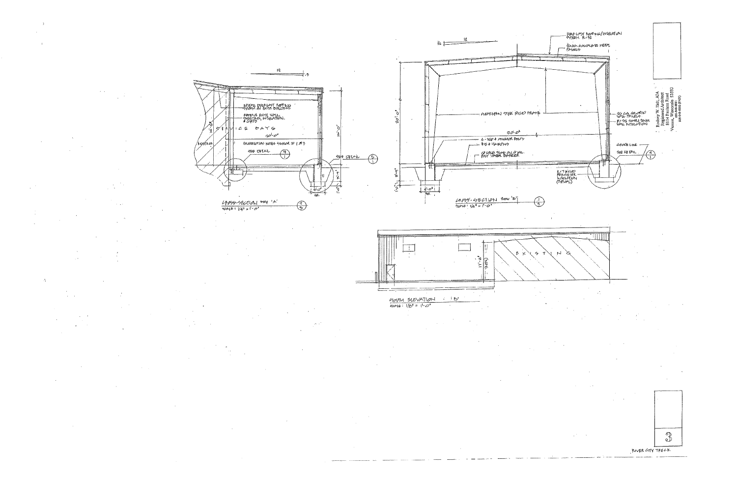INSTALL DURO-LAST ROOFING SYSTEM ON EXIST. BUILDING

REMOVE EXIST. WALL SHEETING, INSULATION, & GIRTS

EXISTING

SERVICE BAYS

20'-0"

16'-0"

FOUNDATION NOTES SIMILAR TO 1/S3

SEE DETAIL 4/1

SEE DETAIL 5/1

CROSS-SECTION THRU 'A' 2/3

SCALE: 1/4" = 1'-0"

DURO-LAST ROOFING/INSULATION SYSTEM R-32

26 GA. GALVALUME METAL PANELS

CLEARSPAN STEEL RIGID FRAME

26 GA. COLORED WALL PANELS

R-19 SIMPLE SAVER WALL INSULATION

80'-0"

20'-0"

2-3/4" ø ANCHOR BOLTS

#5 @ HAIRPINS

6" CONC. SLAB ON 6" MIL. POLY VAPOR BARRIER

GRADE LINE

SEE DETAIL 4/1

R-7 RIGID PERIMETER INSULATION (TYPICAL)

CROSS-SECTION THRU 'B' 1/3

SCALE: 1/4" = 1'-0"

EXISTING

11'-2"

SOUTH ELEVATION 'B'

SCALE: 1/8" = 1'-0"

Rodney W. Holt, AIA
Registered Architect
8114 Paulson Road
Verona, Wisconsin 53593

RIVER CITY TRUCK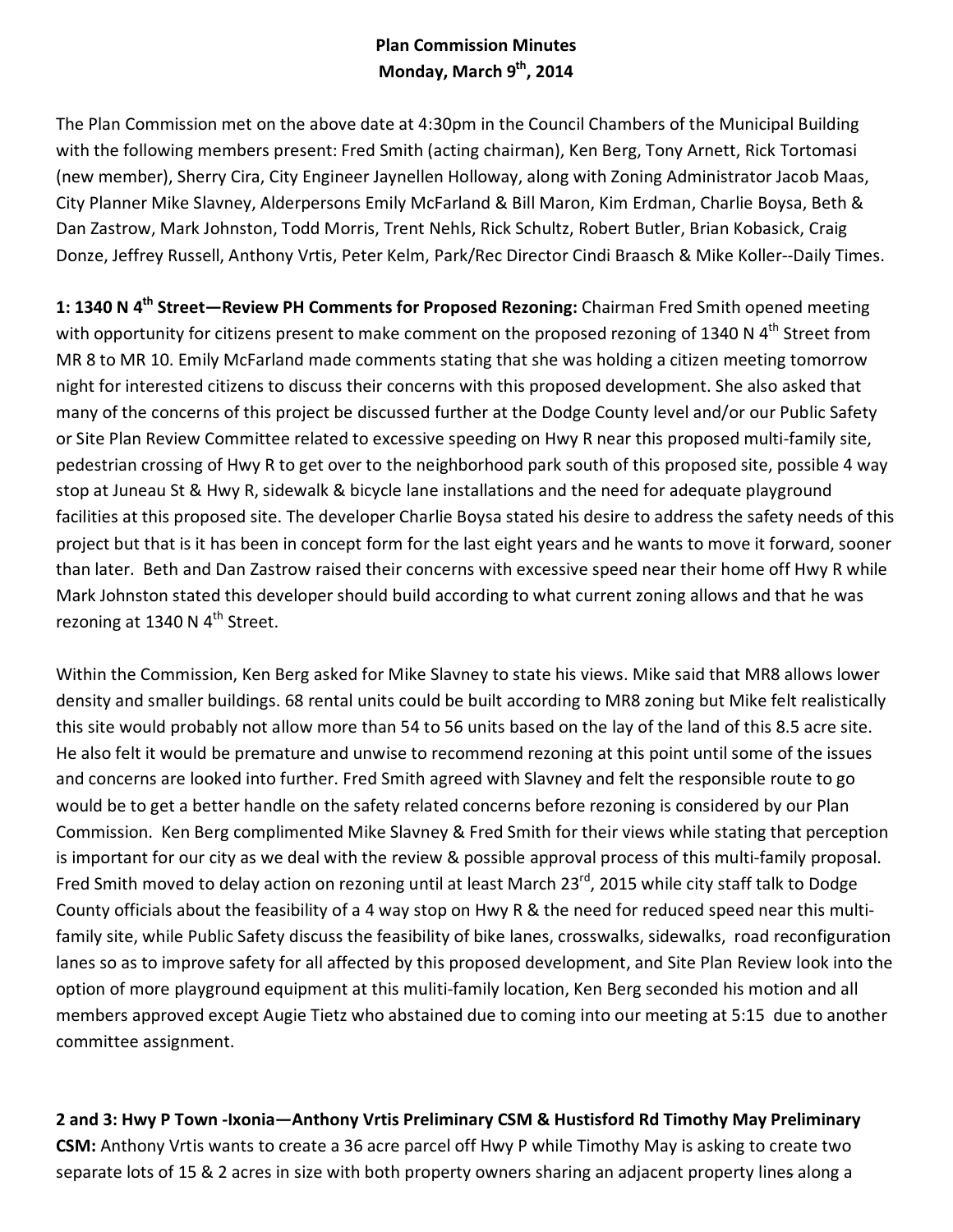**Plan Commission Minutes**
**Monday, March 9th, 2014**

The Plan Commission met on the above date at 4:30pm in the Council Chambers of the Municipal Building with the following members present: Fred Smith (acting chairman), Ken Berg, Tony Arnett, Rick Tortomasi (new member), Sherry Cira, City Engineer Jaynellen Holloway, along with Zoning Administrator Jacob Maas, City Planner Mike Slavney, Alderpersons Emily McFarland & Bill Maron, Kim Erdman, Charlie Boysa, Beth & Dan Zastrow, Mark Johnston, Todd Morris, Trent Nehls, Rick Schultz, Robert Butler, Brian Kobasick, Craig Donze, Jeffrey Russell, Anthony Vrtis, Peter Kelm, Park/Rec Director Cindi Braasch & Mike Koller--Daily Times.

**1: 1340 N 4th Street—Review PH Comments for Proposed Rezoning:** Chairman Fred Smith opened meeting with opportunity for citizens present to make comment on the proposed rezoning of 1340 N 4th Street from MR 8 to MR 10. Emily McFarland made comments stating that she was holding a citizen meeting tomorrow night for interested citizens to discuss their concerns with this proposed development. She also asked that many of the concerns of this project be discussed further at the Dodge County level and/or our Public Safety or Site Plan Review Committee related to excessive speeding on Hwy R near this proposed multi-family site, pedestrian crossing of Hwy R to get over to the neighborhood park south of this proposed site, possible 4 way stop at Juneau St & Hwy R, sidewalk & bicycle lane installations and the need for adequate playground facilities at this proposed site. The developer Charlie Boysa stated his desire to address the safety needs of this project but that is it has been in concept form for the last eight years and he wants to move it forward, sooner than later. Beth and Dan Zastrow raised their concerns with excessive speed near their home off Hwy R while Mark Johnston stated this developer should build according to what current zoning allows and that he was rezoning at 1340 N 4th Street.

Within the Commission, Ken Berg asked for Mike Slavney to state his views. Mike said that MR8 allows lower density and smaller buildings. 68 rental units could be built according to MR8 zoning but Mike felt realistically this site would probably not allow more than 54 to 56 units based on the lay of the land of this 8.5 acre site. He also felt it would be premature and unwise to recommend rezoning at this point until some of the issues and concerns are looked into further. Fred Smith agreed with Slavney and felt the responsible route to go would be to get a better handle on the safety related concerns before rezoning is considered by our Plan Commission. Ken Berg complimented Mike Slavney & Fred Smith for their views while stating that perception is important for our city as we deal with the review & possible approval process of this multi-family proposal. Fred Smith moved to delay action on rezoning until at least March 23rd, 2015 while city staff talk to Dodge County officials about the feasibility of a 4 way stop on Hwy R & the need for reduced speed near this multi-family site, while Public Safety discuss the feasibility of bike lanes, crosswalks, sidewalks, road reconfiguration lanes so as to improve safety for all affected by this proposed development, and Site Plan Review look into the option of more playground equipment at this muliti-family location, Ken Berg seconded his motion and all members approved except Augie Tietz who abstained due to coming into our meeting at 5:15 due to another committee assignment.

**2 and 3: Hwy P Town -Ixonia—Anthony Vrtis Preliminary CSM & Hustisford Rd Timothy May Preliminary CSM:** Anthony Vrtis wants to create a 36 acre parcel off Hwy P while Timothy May is asking to create two separate lots of 15 & 2 acres in size with both property owners sharing an adjacent property lines along a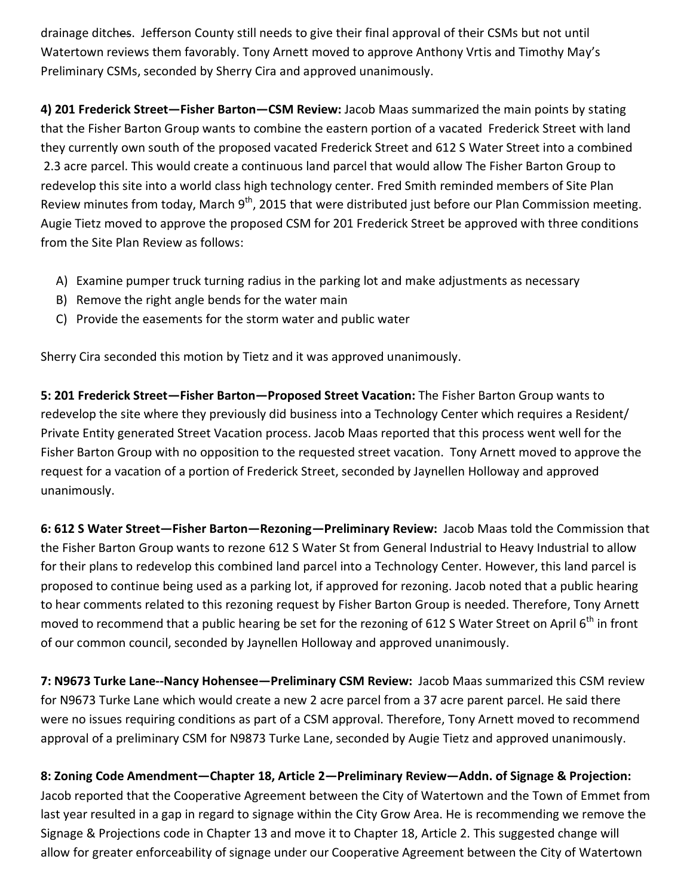drainage ditches. Jefferson County still needs to give their final approval of their CSMs but not until Watertown reviews them favorably. Tony Arnett moved to approve Anthony Vrtis and Timothy May's Preliminary CSMs, seconded by Sherry Cira and approved unanimously.

**4) 201 Frederick Street—Fisher Barton—CSM Review:** Jacob Maas summarized the main points by stating that the Fisher Barton Group wants to combine the eastern portion of a vacated Frederick Street with land they currently own south of the proposed vacated Frederick Street and 612 S Water Street into a combined 2.3 acre parcel. This would create a continuous land parcel that would allow The Fisher Barton Group to redevelop this site into a world class high technology center. Fred Smith reminded members of Site Plan Review minutes from today, March 9th, 2015 that were distributed just before our Plan Commission meeting. Augie Tietz moved to approve the proposed CSM for 201 Frederick Street be approved with three conditions from the Site Plan Review as follows:

A) Examine pumper truck turning radius in the parking lot and make adjustments as necessary
B) Remove the right angle bends for the water main
C) Provide the easements for the storm water and public water

Sherry Cira seconded this motion by Tietz and it was approved unanimously.

**5: 201 Frederick Street—Fisher Barton—Proposed Street Vacation:** The Fisher Barton Group wants to redevelop the site where they previously did business into a Technology Center which requires a Resident/ Private Entity generated Street Vacation process. Jacob Maas reported that this process went well for the Fisher Barton Group with no opposition to the requested street vacation. Tony Arnett moved to approve the request for a vacation of a portion of Frederick Street, seconded by Jaynellen Holloway and approved unanimously.

**6: 612 S Water Street—Fisher Barton—Rezoning—Preliminary Review:** Jacob Maas told the Commission that the Fisher Barton Group wants to rezone 612 S Water St from General Industrial to Heavy Industrial to allow for their plans to redevelop this combined land parcel into a Technology Center. However, this land parcel is proposed to continue being used as a parking lot, if approved for rezoning. Jacob noted that a public hearing to hear comments related to this rezoning request by Fisher Barton Group is needed. Therefore, Tony Arnett moved to recommend that a public hearing be set for the rezoning of 612 S Water Street on April 6th in front of our common council, seconded by Jaynellen Holloway and approved unanimously.

**7: N9673 Turke Lane--Nancy Hohensee—Preliminary CSM Review:** Jacob Maas summarized this CSM review for N9673 Turke Lane which would create a new 2 acre parcel from a 37 acre parent parcel. He said there were no issues requiring conditions as part of a CSM approval. Therefore, Tony Arnett moved to recommend approval of a preliminary CSM for N9873 Turke Lane, seconded by Augie Tietz and approved unanimously.

**8: Zoning Code Amendment—Chapter 18, Article 2—Preliminary Review—Addn. of Signage & Projection:** Jacob reported that the Cooperative Agreement between the City of Watertown and the Town of Emmet from last year resulted in a gap in regard to signage within the City Grow Area. He is recommending we remove the Signage & Projections code in Chapter 13 and move it to Chapter 18, Article 2. This suggested change will allow for greater enforceability of signage under our Cooperative Agreement between the City of Watertown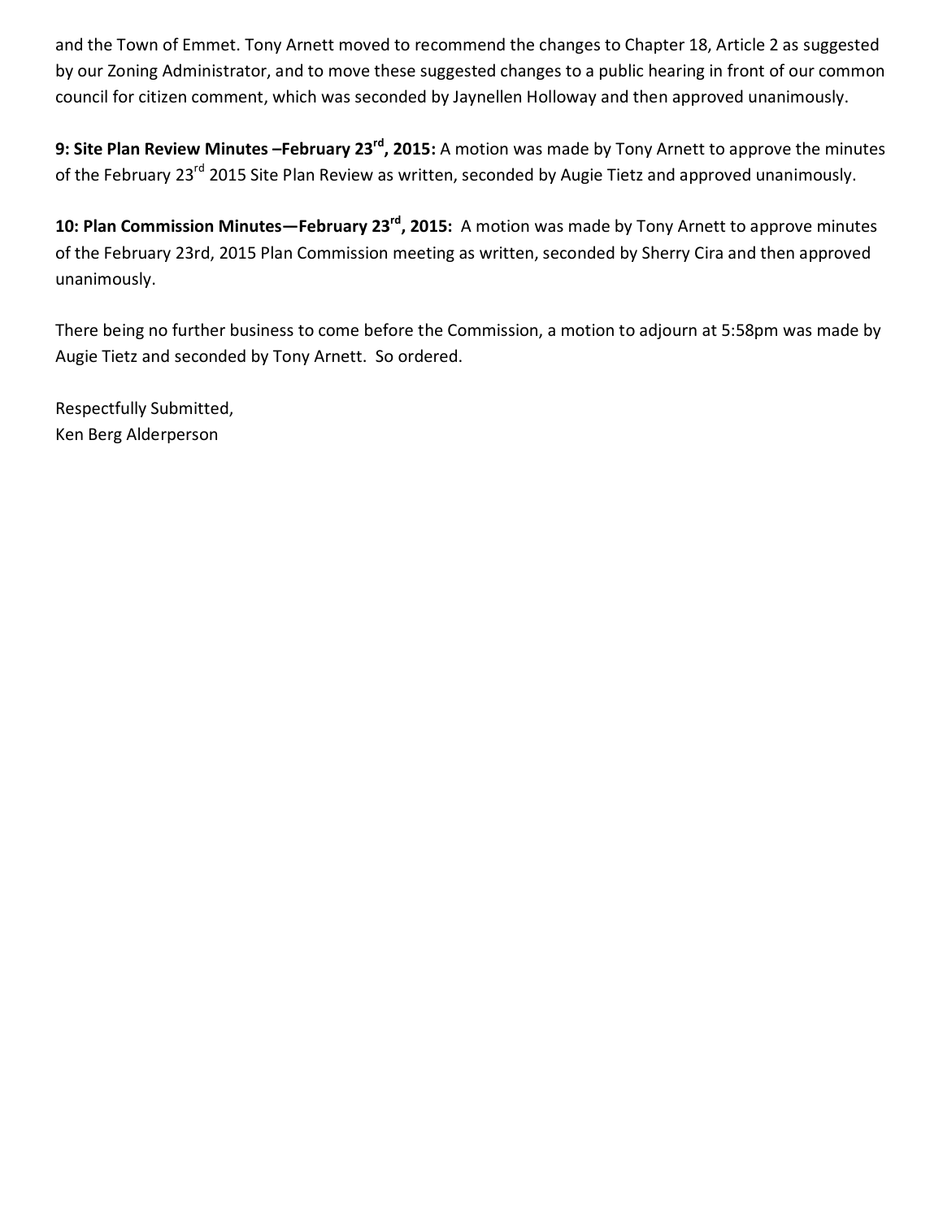and the Town of Emmet. Tony Arnett moved to recommend the changes to Chapter 18, Article 2 as suggested by our Zoning Administrator, and to move these suggested changes to a public hearing in front of our common council for citizen comment, which was seconded by Jaynellen Holloway and then approved unanimously.

**9: Site Plan Review Minutes –February 23rd, 2015:** A motion was made by Tony Arnett to approve the minutes of the February 23rd 2015 Site Plan Review as written, seconded by Augie Tietz and approved unanimously.

**10: Plan Commission Minutes—February 23rd, 2015:** A motion was made by Tony Arnett to approve minutes of the February 23rd, 2015 Plan Commission meeting as written, seconded by Sherry Cira and then approved unanimously.

There being no further business to come before the Commission, a motion to adjourn at 5:58pm was made by Augie Tietz and seconded by Tony Arnett. So ordered.

Respectfully Submitted,
Ken Berg Alderperson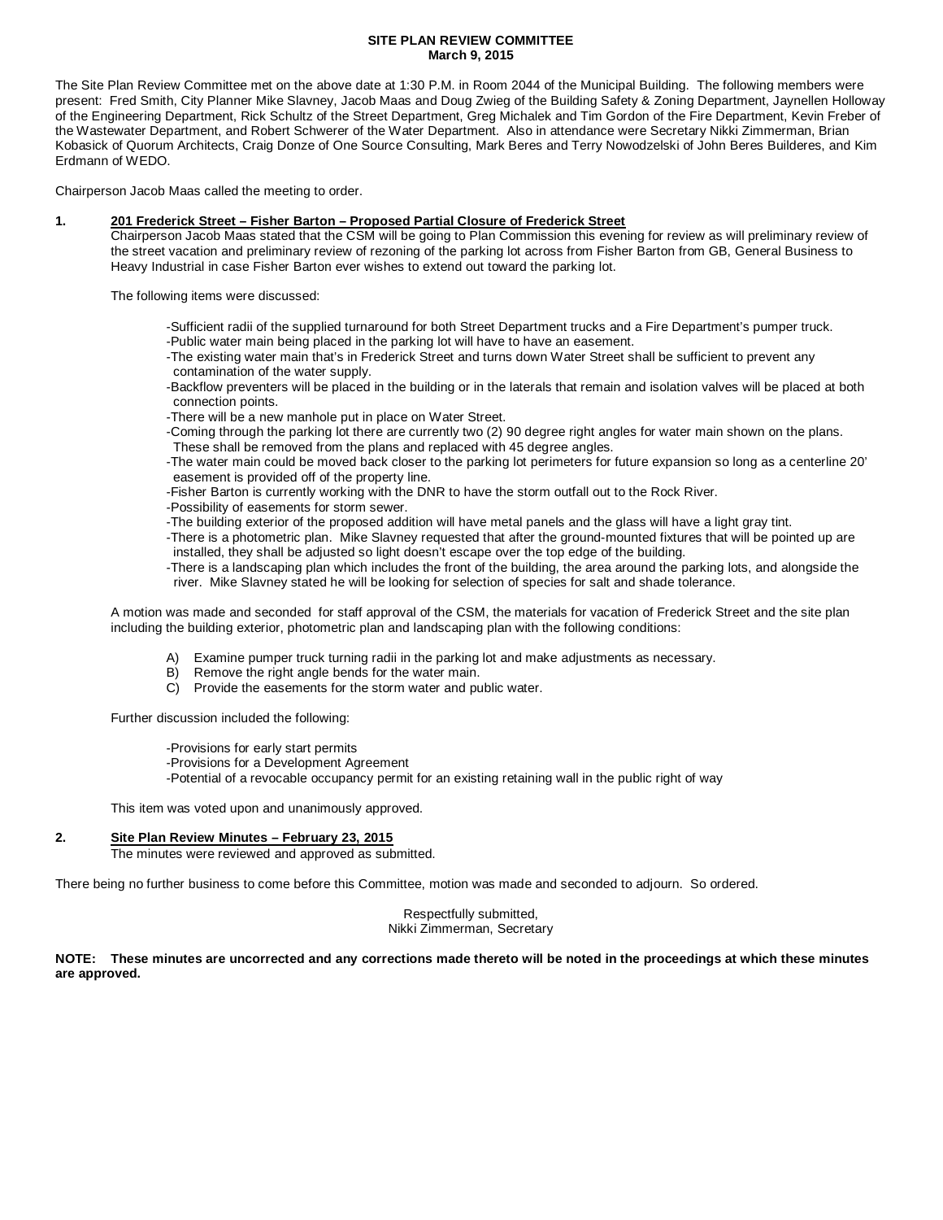**SITE PLAN REVIEW COMMITTEE**
**March 9, 2015**

The Site Plan Review Committee met on the above date at 1:30 P.M. in Room 2044 of the Municipal Building. The following members were present: Fred Smith, City Planner Mike Slavney, Jacob Maas and Doug Zwieg of the Building Safety & Zoning Department, Jaynellen Holloway of the Engineering Department, Rick Schultz of the Street Department, Greg Michalek and Tim Gordon of the Fire Department, Kevin Freber of the Wastewater Department, and Robert Schwerer of the Water Department. Also in attendance were Secretary Nikki Zimmerman, Brian Kobasick of Quorum Architects, Craig Donze of One Source Consulting, Mark Beres and Terry Nowodzelski of John Beres Builderes, and Kim Erdmann of WEDO.

Chairperson Jacob Maas called the meeting to order.

**1. 201 Frederick Street – Fisher Barton – Proposed Partial Closure of Frederick Street**

Chairperson Jacob Maas stated that the CSM will be going to Plan Commission this evening for review as will preliminary review of the street vacation and preliminary review of rezoning of the parking lot across from Fisher Barton from GB, General Business to Heavy Industrial in case Fisher Barton ever wishes to extend out toward the parking lot.

The following items were discussed:

- Sufficient radii of the supplied turnaround for both Street Department trucks and a Fire Department's pumper truck.
- Public water main being placed in the parking lot will have to have an easement.
- The existing water main that's in Frederick Street and turns down Water Street shall be sufficient to prevent any contamination of the water supply.
- Backflow preventers will be placed in the building or in the laterals that remain and isolation valves will be placed at both connection points.
- There will be a new manhole put in place on Water Street.
- Coming through the parking lot there are currently two (2) 90 degree right angles for water main shown on the plans. These shall be removed from the plans and replaced with 45 degree angles.
- The water main could be moved back closer to the parking lot perimeters for future expansion so long as a centerline 20' easement is provided off of the property line.
- Fisher Barton is currently working with the DNR to have the storm outfall out to the Rock River.
- Possibility of easements for storm sewer.
- The building exterior of the proposed addition will have metal panels and the glass will have a light gray tint.
- There is a photometric plan. Mike Slavney requested that after the ground-mounted fixtures that will be pointed up are installed, they shall be adjusted so light doesn't escape over the top edge of the building.
- There is a landscaping plan which includes the front of the building, the area around the parking lots, and alongside the river. Mike Slavney stated he will be looking for selection of species for salt and shade tolerance.

A motion was made and seconded for staff approval of the CSM, the materials for vacation of Frederick Street and the site plan including the building exterior, photometric plan and landscaping plan with the following conditions:

A) Examine pumper truck turning radii in the parking lot and make adjustments as necessary.
B) Remove the right angle bends for the water main.
C) Provide the easements for the storm water and public water.

Further discussion included the following:

- Provisions for early start permits
- Provisions for a Development Agreement
- Potential of a revocable occupancy permit for an existing retaining wall in the public right of way

This item was voted upon and unanimously approved.

**2. Site Plan Review Minutes – February 23, 2015**

The minutes were reviewed and approved as submitted.

There being no further business to come before this Committee, motion was made and seconded to adjourn. So ordered.

Respectfully submitted,
Nikki Zimmerman, Secretary

**NOTE: These minutes are uncorrected and any corrections made thereto will be noted in the proceedings at which these minutes are approved.**